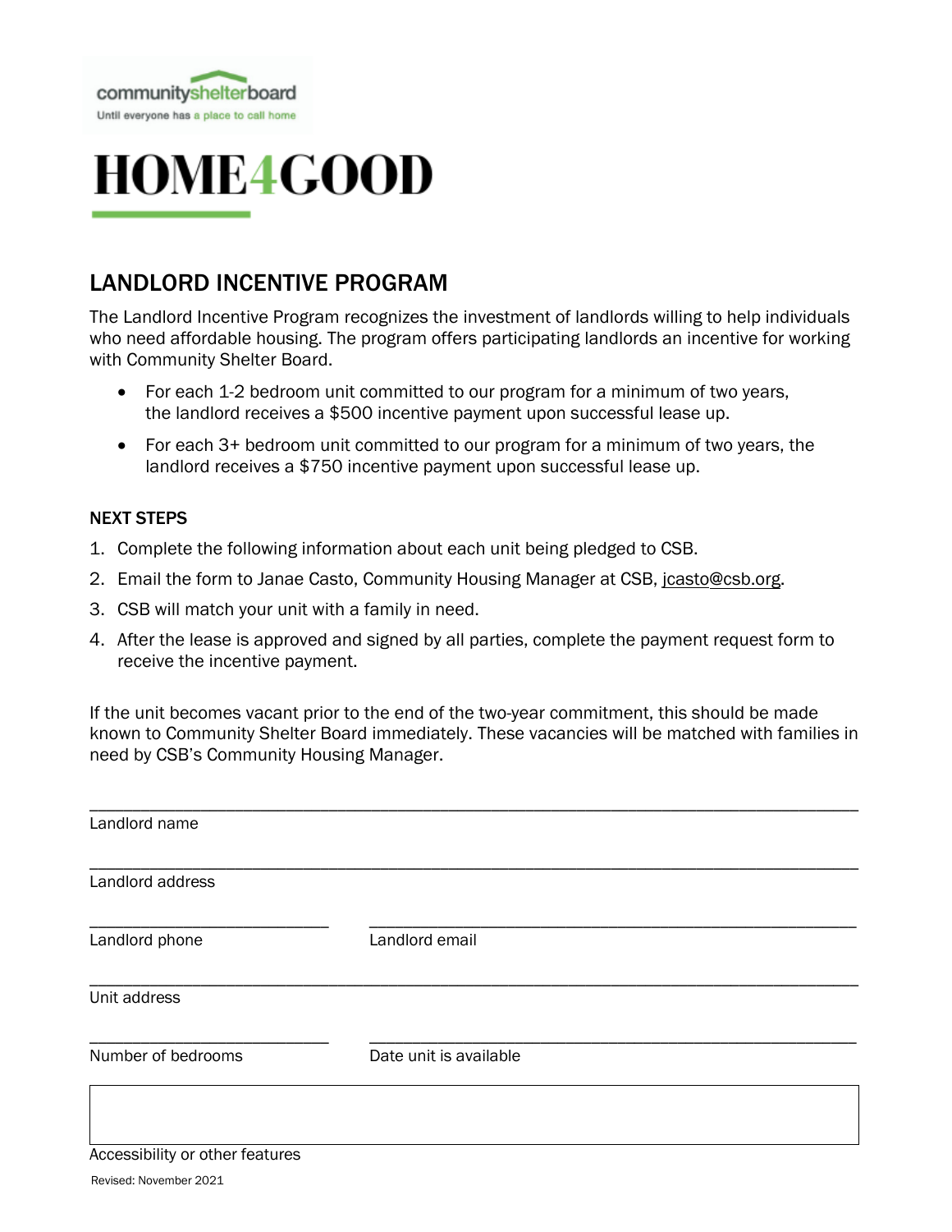communityshelterboard
Until everyone has a place to call home

# HOME4GOOD

## LANDLORD INCENTIVE PROGRAM

The Landlord Incentive Program recognizes the investment of landlords willing to help individuals who need affordable housing. The program offers participating landlords an incentive for working with Community Shelter Board.

- For each 1-2 bedroom unit committed to our program for a minimum of two years, the landlord receives a $500 incentive payment upon successful lease up.
- For each 3+ bedroom unit committed to our program for a minimum of two years, the landlord receives a $750 incentive payment upon successful lease up.

### NEXT STEPS

1. Complete the following information about each unit being pledged to CSB.
2. Email the form to Janae Casto, Community Housing Manager at CSB, jcasto@csb.org.
3. CSB will match your unit with a family in need.
4. After the lease is approved and signed by all parties, complete the payment request form to receive the incentive payment.

If the unit becomes vacant prior to the end of the two-year commitment, this should be made known to Community Shelter Board immediately. These vacancies will be matched with families in need by CSB's Community Housing Manager.

______________________________________________________________________
Landlord name

______________________________________________________________________
Landlord address

______________________ ______________________________________________
Landlord phone Landlord email

______________________________________________________________________
Unit address

______________________ ______________________________________________
Number of bedrooms Date unit is available

Accessibility or other features

Revised: November 2021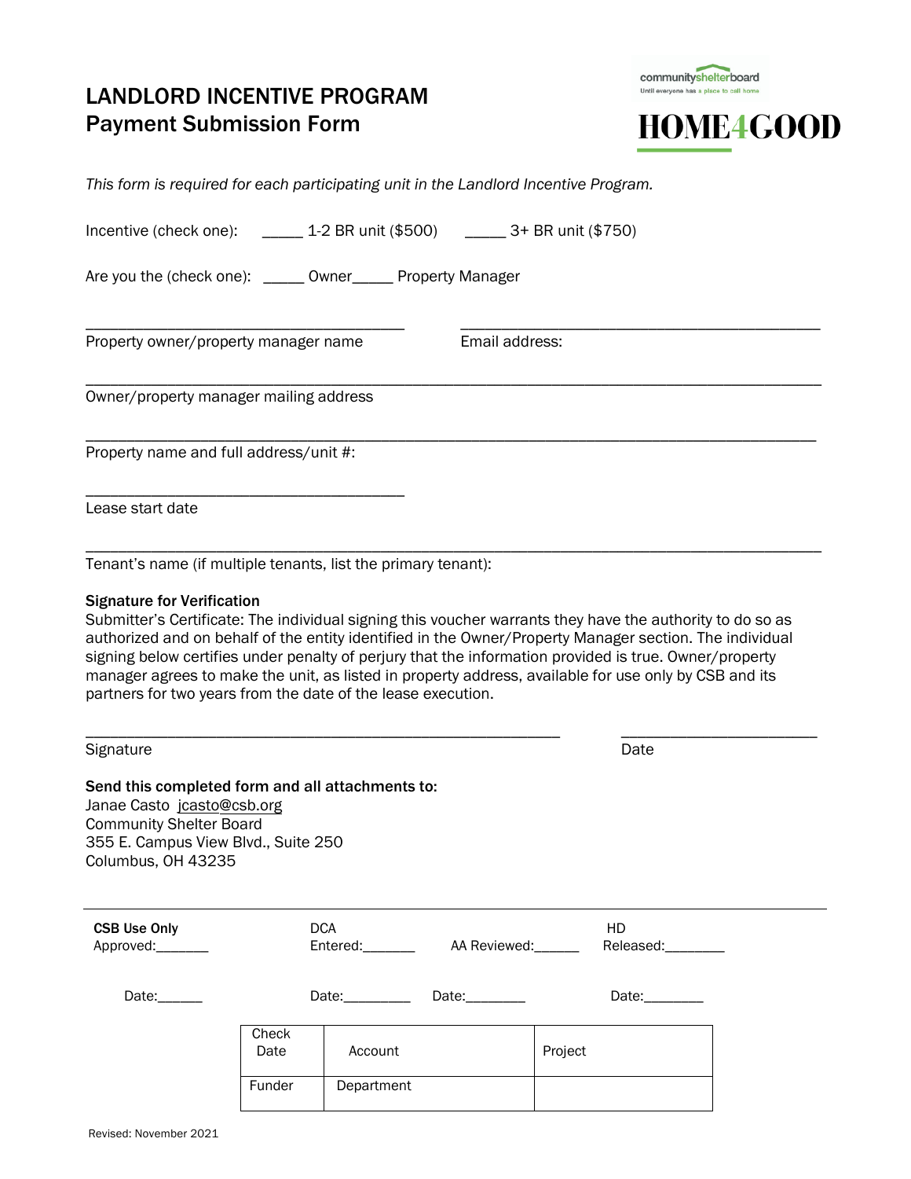# LANDLORD INCENTIVE PROGRAM
## Payment Submission Form

communityshelterboard
Until everyone has a place to call home

HOME4GOOD

*This form is required for each participating unit in the Landlord Incentive Program.*

Incentive (check one): _____ 1-2 BR unit ($500) _____ 3+ BR unit ($750)

Are you the (check one): _____ Owner_____ Property Manager

_______________________________________ _____________________________________________

Property owner/property manager name Email address:

__________________________________________________________________________________________

Owner/property manager mailing address

__________________________________________________________________________________________

Property name and full address/unit #:

_______________________________________

Lease start date

__________________________________________________________________________________________

Tenant's name (if multiple tenants, list the primary tenant):

**Signature for Verification**

Submitter's Certificate: The individual signing this voucher warrants they have the authority to do so as authorized and on behalf of the entity identified in the Owner/Property Manager section. The individual signing below certifies under penalty of perjury that the information provided is true. Owner/property manager agrees to make the unit, as listed in property address, available for use only by CSB and its partners for two years from the date of the lease execution.

__________________________________________________________ ________________________

Signature Date

**Send this completed form and all attachments to:**

Janae Casto jcasto@csb.org
Community Shelter Board
355 E. Campus View Blvd., Suite 250
Columbus, OH 43235

---

**CSB Use Only**
Approved:_______ Date:______

DCA
Entered:_______ Date:_________

AA Reviewed:______ Date:________

HD
Released:________ Date:________

| | | |
|---|---|---|
| Check Date | Account | Project |
| Funder | Department | |

Revised: November 2021